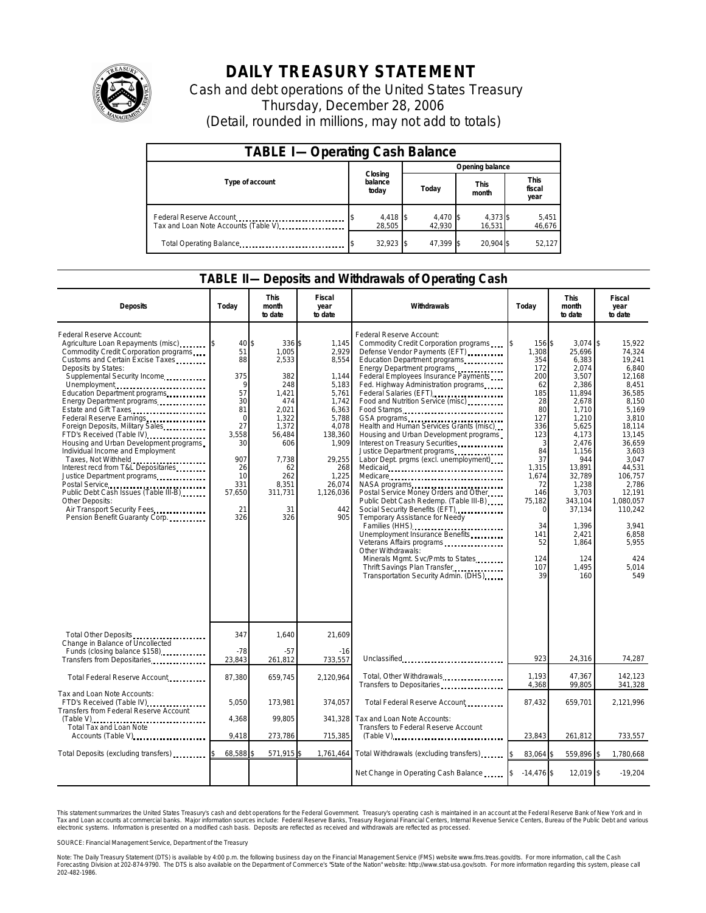# DAILY TREASURY STATEMENT

Cash and debt operations of the United States Treasury

Thursday, December 28, 2006

(Detail, rounded in millions, may not add to totals)

## TABLE I— Operating Cash Balance

| Type of account | Closing balance today | Opening balance Today | Opening balance This month | Opening balance This fiscal year |
|---|---|---|---|---|
| Federal Reserve Account | $ 4,418 | $ 4,470 | $ 4,373 | $ 5,451 |
| Tax and Loan Note Accounts (Table V) | 28,505 | 42,930 | 16,531 | 46,676 |
| Total Operating Balance | $ 32,923 | $ 47,399 | $ 20,904 | $ 52,127 |

## TABLE II— Deposits and Withdrawals of Operating Cash

| Deposits | Today | This month to date | Fiscal year to date |
|---|---|---|---|
| Federal Reserve Account: | | | |
| Agriculture Loan Repayments (misc) | $ 40 | $ 336 | $ 1,145 |
| Commodity Credit Corporation programs | 51 | 1,005 | 2,929 |
| Customs and Certain Excise Taxes | 88 | 2,533 | 8,554 |
| Deposits by States: | | | |
| Supplemental Security Income | 375 | 382 | 1,144 |
| Unemployment | 9 | 248 | 5,183 |
| Education Department programs | 57 | 1,421 | 5,761 |
| Energy Department programs | 30 | 474 | 1,742 |
| Estate and Gift Taxes | 81 | 2,021 | 6,363 |
| Federal Reserve Earnings | 0 | 1,322 | 5,788 |
| Foreign Deposits, Military Sales | 27 | 1,372 | 4,078 |
| FTD's Received (Table IV) | 3,558 | 56,484 | 138,360 |
| Housing and Urban Development programs | 30 | 606 | 1,909 |
| Individual Income and Employment Taxes, Not Withheld | 907 | 7,738 | 29,255 |
| Interest recd from T&L Depositaries | 26 | 62 | 268 |
| Justice Department programs | 10 | 262 | 1,225 |
| Postal Service | 331 | 8,351 | 26,074 |
| Public Debt Cash Issues (Table III-B) | 57,650 | 311,731 | 1,126,036 |
| Other Deposits: | | | |
| Air Transport Security Fees | 21 | 31 | 442 |
| Pension Benefit Guaranty Corp. | 326 | 326 | 905 |
| Total Other Deposits | 347 | 1,640 | 21,609 |
| Change in Balance of Uncollected Funds (closing balance $158) | -78 | -57 | -16 |
| Transfers from Depositaries | 23,843 | 261,812 | 733,557 |
| Total Federal Reserve Account | 87,380 | 659,745 | 2,120,964 |
| Tax and Loan Note Accounts: | | | |
| FTD's Received (Table IV) | 5,050 | 173,981 | 374,057 |
| Transfers from Federal Reserve Account (Table V) | 4,368 | 99,805 | 341,328 |
| Total Tax and Loan Note Accounts (Table V) | 9,418 | 273,786 | 715,385 |
| Total Deposits (excluding transfers) | $ 68,588 | $ 571,915 | $ 1,761,464 |

| Withdrawals | Today | This month to date | Fiscal year to date |
|---|---|---|---|
| Federal Reserve Account: | | | |
| Commodity Credit Corporation programs | $ 156 | $ 3,074 | $ 15,922 |
| Defense Vendor Payments (EFT) | 1,308 | 25,696 | 74,324 |
| Education Department programs | 354 | 6,383 | 19,241 |
| Energy Department programs | 172 | 2,074 | 6,840 |
| Federal Employees Insurance Payments | 200 | 3,507 | 12,168 |
| Fed. Highway Administration programs | 62 | 2,386 | 8,451 |
| Federal Salaries (EFT) | 185 | 11,894 | 36,585 |
| Food and Nutrition Service (misc) | 28 | 2,678 | 8,150 |
| Food Stamps | 80 | 1,710 | 5,169 |
| GSA programs | 127 | 1,210 | 3,810 |
| Health and Human Services Grants (misc) | 336 | 5,625 | 18,114 |
| Housing and Urban Development programs | 123 | 4,173 | 13,145 |
| Interest on Treasury Securities | 3 | 2,476 | 36,659 |
| Justice Department programs | 84 | 1,156 | 3,603 |
| Labor Dept. prgms (excl. unemployment) | 37 | 944 | 3,047 |
| Medicaid | 1,315 | 13,891 | 44,531 |
| Medicare | 1,674 | 32,789 | 106,757 |
| NASA programs | 72 | 1,238 | 2,786 |
| Postal Service Money Orders and Other | 146 | 3,703 | 12,191 |
| Public Debt Cash Redemp. (Table III-B) | 75,182 | 343,104 | 1,080,057 |
| Social Security Benefits (EFT) | 0 | 37,134 | 110,242 |
| Temporary Assistance for Needy Families (HHS) | 34 | 1,396 | 3,941 |
| Unemployment Insurance Benefits | 141 | 2,421 | 6,858 |
| Veterans Affairs programs | 52 | 1,864 | 5,955 |
| Other Withdrawals: | | | |
| Minerals Mgmt. Svc/Pmts to States | 124 | 124 | 424 |
| Thrift Savings Plan Transfer | 107 | 1,495 | 5,014 |
| Transportation Security Admin. (DHS) | 39 | 160 | 549 |
| Unclassified | 923 | 24,316 | 74,287 |
| Total, Other Withdrawals | 1,193 | 47,367 | 142,123 |
| Transfers to Depositaries | 4,368 | 99,805 | 341,328 |
| Total Federal Reserve Account | 87,432 | 659,701 | 2,121,996 |
| Tax and Loan Note Accounts: | | | |
| Transfers to Federal Reserve Account (Table V) | 23,843 | 261,812 | 733,557 |
| Total Withdrawals (excluding transfers) | $ 83,064 | $ 559,896 | $ 1,780,668 |
| Net Change in Operating Cash Balance | $ -14,476 | $ 12,019 | $ -19,204 |

This statement summarizes the United States Treasury's cash and debt operations for the Federal Government. Treasury's operating cash is maintained in an account at the Federal Reserve Bank of New York and in Tax and Loan accounts at commercial banks. Major information sources include: Federal Reserve Banks, Treasury Regional Financial Centers, Internal Revenue Service Centers, Bureau of the Public Debt and various electronic systems. Information is presented on a modified cash basis. Deposits are reflected as received and withdrawals are reflected as processed.

SOURCE: Financial Management Service, Department of the Treasury

Note: The Daily Treasury Statement (DTS) is available by 4:00 p.m. the following business day on the Financial Management Service (FMS) website www.fms.treas.gov/dts. For more information, call the Cash Forecasting Division at 202-874-9790. The DTS is also available on the Department of Commerce's "State of the Nation" website: http://www.stat-usa.gov/sotn. For more information regarding this system, please call 202-482-1986.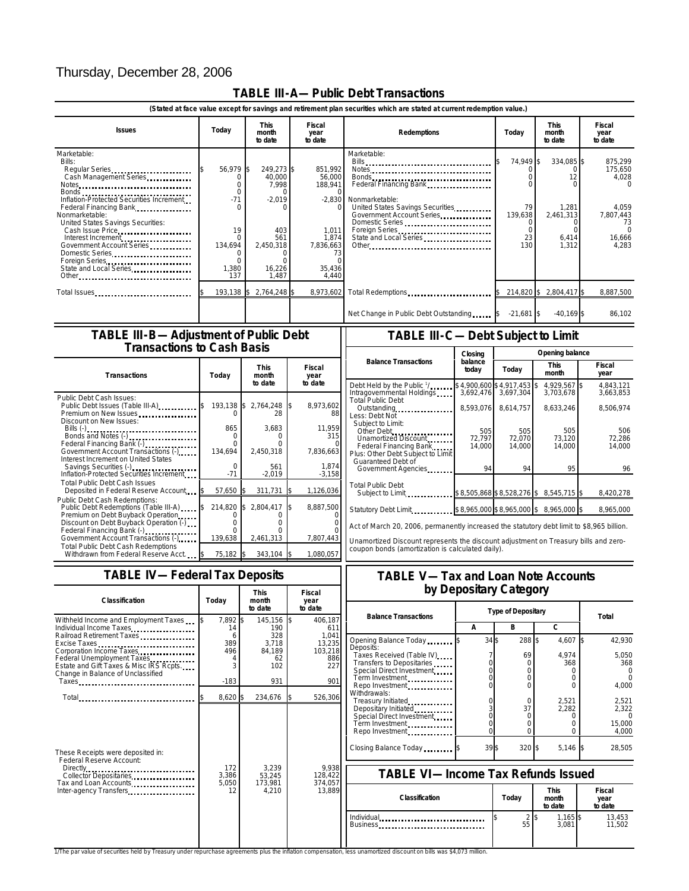Thursday, December 28, 2006

## TABLE III-A— Public Debt Transactions

(Stated at face value except for savings and retirement plan securities which are stated at current redemption value.)

| Issues | Today | This month to date | Fiscal year to date | Redemptions | Today | This month to date | Fiscal year to date |
|---|---|---|---|---|---|---|---|
| Marketable: | | | | Marketable: | | | |
| Bills: | | | | Bills | $ 74,949 | $ 334,085 | $ 875,299 |
| Regular Series | $ 56,979 | $ 249,273 | $ 851,992 | Notes | 0 | 0 | 175,650 |
| Cash Management Series | 0 | 40,000 | 56,000 | Bonds | 0 | 12 | 4,028 |
| Notes | 0 | 7,998 | 188,941 | Federal Financing Bank | 0 | 0 | 0 |
| Bonds | 0 | 0 | 0 | | | | |
| Inflation-Protected Securities Increment | -71 | -2,019 | -2,830 | Nonmarketable: | | | |
| Federal Financing Bank | 0 | 0 | 0 | United States Savings Securities | 79 | 1,281 | 4,059 |
| Nonmarketable: | | | | Government Account Series | 139,638 | 2,461,313 | 7,807,443 |
| United States Savings Securities: | | | | Domestic Series | 0 | 0 | 73 |
| Cash Issue Price | 19 | 403 | 1,011 | Foreign Series | 0 | 0 | 0 |
| Interest Increment | 0 | 561 | 1,874 | State and Local Series | 23 | 6,414 | 16,666 |
| Government Account Series | 134,694 | 2,450,318 | 7,836,663 | Other | 130 | 1,312 | 4,283 |
| Domestic Series | 0 | 0 | 73 | | | | |
| Foreign Series | 0 | 0 | 0 | | | | |
| State and Local Series | 1,380 | 16,226 | 35,436 | | | | |
| Other | 137 | 1,487 | 4,440 | | | | |
| Total Issues | $ 193,138 | $ 2,764,248 | $ 8,973,602 | Total Redemptions | $ 214,820 | $ 2,804,417 | $ 8,887,500 |
| | | | | Net Change in Public Debt Outstanding | $ -21,681 | $ -40,169 | $ 86,102 |

## TABLE III-B— Adjustment of Public Debt Transactions to Cash Basis

| Transactions | Today | This month to date | Fiscal year to date |
|---|---|---|---|
| Public Debt Cash Issues: | | | |
| Public Debt Issues (Table III-A) | $ 193,138 | $ 2,764,248 | $ 8,973,602 |
| Premium on New Issues | 0 | 28 | 88 |
| Discount on New Issues: | | | |
| Bills (-) | 865 | 3,683 | 11,959 |
| Bonds and Notes (-) | 0 | 0 | 315 |
| Federal Financing Bank (-) | 0 | 0 | 0 |
| Government Account Transactions (-) | 134,694 | 2,450,318 | 7,836,663 |
| Interest Increment on United States Savings Securities (-) | 0 | 561 | 1,874 |
| Inflation-Protected Securities Increment | -71 | -2,019 | -3,158 |
| Total Public Debt Cash Issues Deposited in Federal Reserve Account | $ 57,650 | $ 311,731 | $ 1,126,036 |
| Public Debt Cash Redemptions: | | | |
| Public Debt Redemptions (Table III-A) | $ 214,820 | $ 2,804,417 | $ 8,887,500 |
| Premium on Debt Buyback Operation | 0 | 0 | 0 |
| Discount on Debt Buyback Operation (-) | 0 | 0 | 0 |
| Federal Financing Bank (-) | 0 | 0 | 0 |
| Government Account Transactions (-) | 139,638 | 2,461,313 | 7,807,443 |
| Total Public Debt Cash Redemptions Withdrawn from Federal Reserve Acct. | $ 75,182 | $ 343,104 | $ 1,080,057 |

## TABLE III-C— Debt Subject to Limit

| Balance Transactions | Closing balance today | Opening balance Today | This month | Fiscal year |
|---|---|---|---|---|
| Debt Held by the Public [1] | $ 4,900,600 | $ 4,917,453 | $ 4,929,567 | $ 4,843,121 |
| Intragovernmental Holdings | 3,692,476 | 3,697,304 | 3,703,678 | 3,663,853 |
| Total Public Debt Outstanding | 8,593,076 | 8,614,757 | 8,633,246 | 8,506,974 |
| Less: Debt Not Subject to Limit: | | | | |
| Other Debt | 505 | 505 | 505 | 506 |
| Unamortized Discount | 72,797 | 72,070 | 73,120 | 72,286 |
| Federal Financing Bank | 14,000 | 14,000 | 14,000 | 14,000 |
| Plus: Other Debt Subject to Limit Guaranteed Debt of Government Agencies | 94 | 94 | 95 | 96 |
| Total Public Debt Subject to Limit | $ 8,505,868 | $ 8,528,276 | $ 8,545,715 | $ 8,420,278 |
| Statutory Debt Limit | $ 8,965,000 | $ 8,965,000 | $ 8,965,000 | $ 8,965,000 |

Act of March 20, 2006, permanently increased the statutory debt limit to $8,965 billion.

Unamortized Discount represents the discount adjustment on Treasury bills and zero-coupon bonds (amortization is calculated daily).

## TABLE IV— Federal Tax Deposits

| Classification | Today | This month to date | Fiscal year to date |
|---|---|---|---|
| Withheld Income and Employment Taxes | $ 7,892 | $ 145,156 | $ 406,187 |
| Individual Income Taxes | 14 | 190 | 611 |
| Railroad Retirement Taxes | 6 | 328 | 1,041 |
| Excise Taxes | 389 | 3,718 | 13,235 |
| Corporation Income Taxes | 496 | 84,189 | 103,218 |
| Federal Unemployment Taxes | 4 | 62 | 886 |
| Estate and Gift Taxes & Misc IRS Rcpts. | 3 | 102 | 227 |
| Change in Balance of Unclassified Taxes | -183 | 931 | 901 |
| Total | $ 8,620 | $ 234,676 | $ 526,306 |
| These Receipts were deposited in: | | | |
| Federal Reserve Account: | | | |
| Directly | 172 | 3,239 | 9,938 |
| Collector Depositaries | 3,386 | 53,245 | 128,422 |
| Tax and Loan Accounts | 5,050 | 173,981 | 374,057 |
| Inter-agency Transfers | 12 | 4,210 | 13,889 |

## TABLE V— Tax and Loan Note Accounts by Depositary Category

| Balance Transactions | Type of Depositary A | B | C | Total |
|---|---|---|---|---|
| Opening Balance Today | $ 34 | $ 288 | $ 4,607 | $ 42,930 |
| Deposits: | | | | |
| Taxes Received (Table IV) | 7 | 69 | 4,974 | 5,050 |
| Transfers to Depositaries | 0 | 0 | 368 | 368 |
| Special Direct Investment | 0 | 0 | 0 | 0 |
| Term Investment | 0 | 0 | 0 | 0 |
| Repo Investment | 0 | 0 | 0 | 4,000 |
| Withdrawals: | | | | |
| Treasury Initiated | 0 | 0 | 2,521 | 2,521 |
| Depositary Initiated | 3 | 37 | 2,282 | 2,322 |
| Special Direct Investment | 0 | 0 | 0 | 0 |
| Term Investment | 0 | 0 | 0 | 15,000 |
| Repo Investment | 0 | 0 | 0 | 4,000 |
| Closing Balance Today | $ 39 | $ 320 | $ 5,146 | $ 28,505 |

## TABLE VI— Income Tax Refunds Issued

| Classification | Today | This month to date | Fiscal year to date |
|---|---|---|---|
| Individual | $ 2 | $ 1,165 | $ 13,453 |
| Business | 55 | 3,081 | 11,502 |

1/The par value of securities held by Treasury under repurchase agreements plus the inflation compensation, less unamortized discount on bills was $4,073 million.